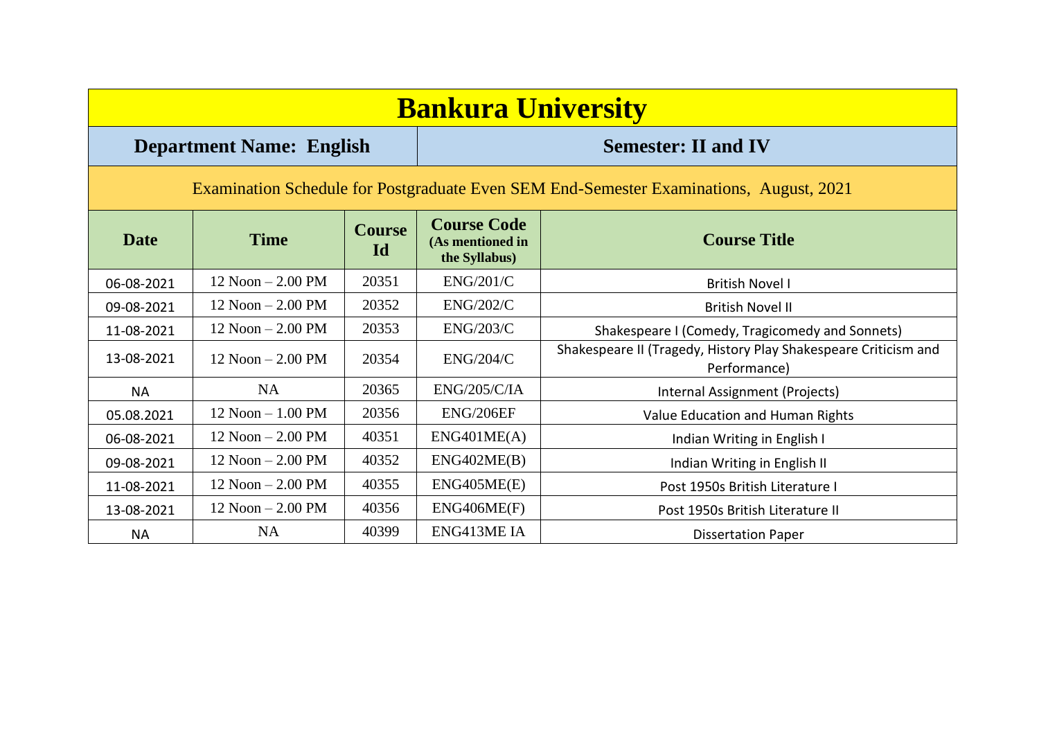# Bankura University

| **Department Name: English** | **Semester: II and IV** |
|---|---|

Examination Schedule for Postgraduate Even SEM End-Semester Examinations, August, 2021

| **Date** | **Time** | **Course Id** | **Course Code** (As mentioned in the Syllabus) | **Course Title** |
|---|---|---|---|---|
| 06-08-2021 | 12 Noon – 2.00 PM | 20351 | ENG/201/C | British Novel I |
| 09-08-2021 | 12 Noon – 2.00 PM | 20352 | ENG/202/C | British Novel II |
| 11-08-2021 | 12 Noon – 2.00 PM | 20353 | ENG/203/C | Shakespeare I (Comedy, Tragicomedy and Sonnets) |
| 13-08-2021 | 12 Noon – 2.00 PM | 20354 | ENG/204/C | Shakespeare II (Tragedy, History Play Shakespeare Criticism and Performance) |
| NA | NA | 20365 | ENG/205/C/IA | Internal Assignment (Projects) |
| 05.08.2021 | 12 Noon – 1.00 PM | 20356 | ENG/206EF | Value Education and Human Rights |
| 06-08-2021 | 12 Noon – 2.00 PM | 40351 | ENG401ME(A) | Indian Writing in English I |
| 09-08-2021 | 12 Noon – 2.00 PM | 40352 | ENG402ME(B) | Indian Writing in English II |
| 11-08-2021 | 12 Noon – 2.00 PM | 40355 | ENG405ME(E) | Post 1950s British Literature I |
| 13-08-2021 | 12 Noon – 2.00 PM | 40356 | ENG406ME(F) | Post 1950s British Literature II |
| NA | NA | 40399 | ENG413ME IA | Dissertation Paper |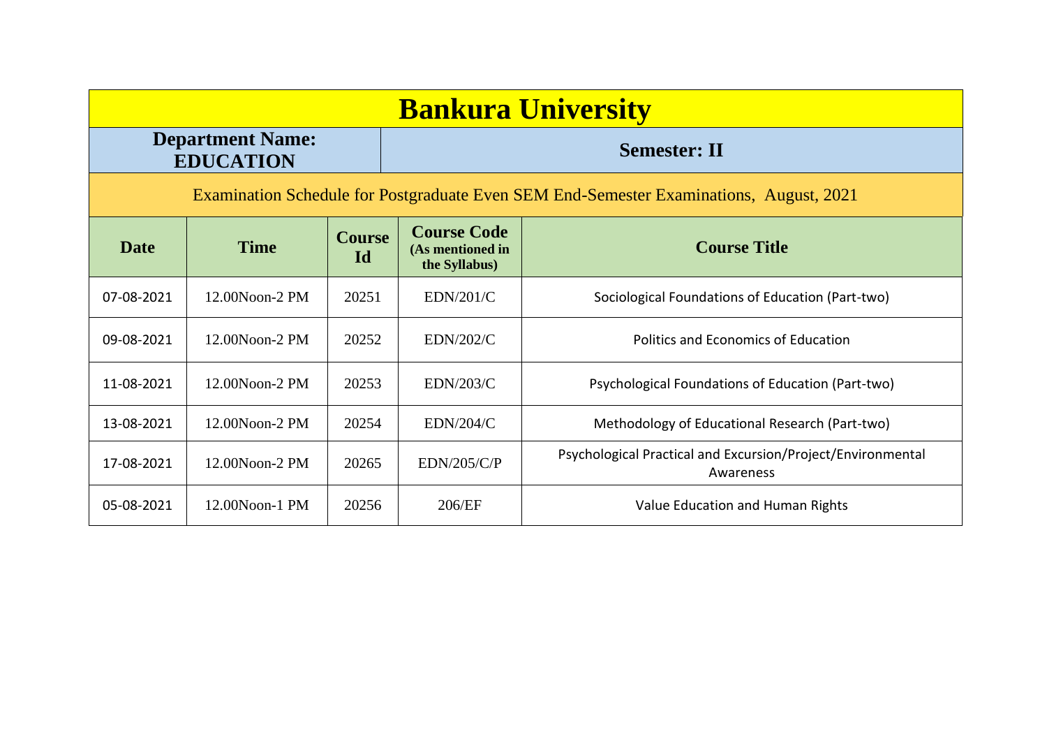# Bankura University

**Department Name: EDUCATION** | **Semester: II**

Examination Schedule for Postgraduate Even SEM End-Semester Examinations, August, 2021

| Date | Time | Course Id | Course Code (As mentioned in the Syllabus) | Course Title |
|---|---|---|---|---|
| 07-08-2021 | 12.00Noon-2 PM | 20251 | EDN/201/C | Sociological Foundations of Education (Part-two) |
| 09-08-2021 | 12.00Noon-2 PM | 20252 | EDN/202/C | Politics and Economics of Education |
| 11-08-2021 | 12.00Noon-2 PM | 20253 | EDN/203/C | Psychological Foundations of Education (Part-two) |
| 13-08-2021 | 12.00Noon-2 PM | 20254 | EDN/204/C | Methodology of Educational Research (Part-two) |
| 17-08-2021 | 12.00Noon-2 PM | 20265 | EDN/205/C/P | Psychological Practical and Excursion/Project/Environmental Awareness |
| 05-08-2021 | 12.00Noon-1 PM | 20256 | 206/EF | Value Education and Human Rights |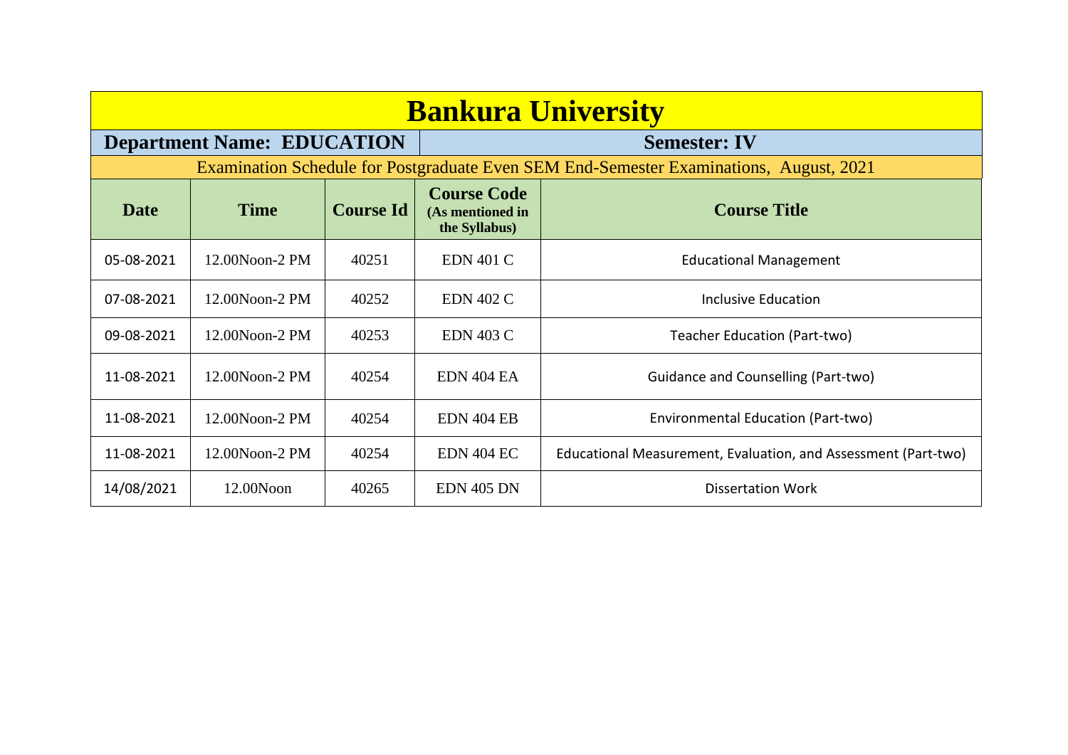# Bankura University

**Department Name: EDUCATION** | **Semester: IV**

Examination Schedule for Postgraduate Even SEM End-Semester Examinations, August, 2021

| Date | Time | Course Id | Course Code (As mentioned in the Syllabus) | Course Title |
|---|---|---|---|---|
| 05-08-2021 | 12.00Noon-2 PM | 40251 | EDN 401 C | Educational Management |
| 07-08-2021 | 12.00Noon-2 PM | 40252 | EDN 402 C | Inclusive Education |
| 09-08-2021 | 12.00Noon-2 PM | 40253 | EDN 403 C | Teacher Education (Part-two) |
| 11-08-2021 | 12.00Noon-2 PM | 40254 | EDN 404 EA | Guidance and Counselling (Part-two) |
| 11-08-2021 | 12.00Noon-2 PM | 40254 | EDN 404 EB | Environmental Education (Part-two) |
| 11-08-2021 | 12.00Noon-2 PM | 40254 | EDN 404 EC | Educational Measurement, Evaluation, and Assessment (Part-two) |
| 14/08/2021 | 12.00Noon | 40265 | EDN 405 DN | Dissertation Work |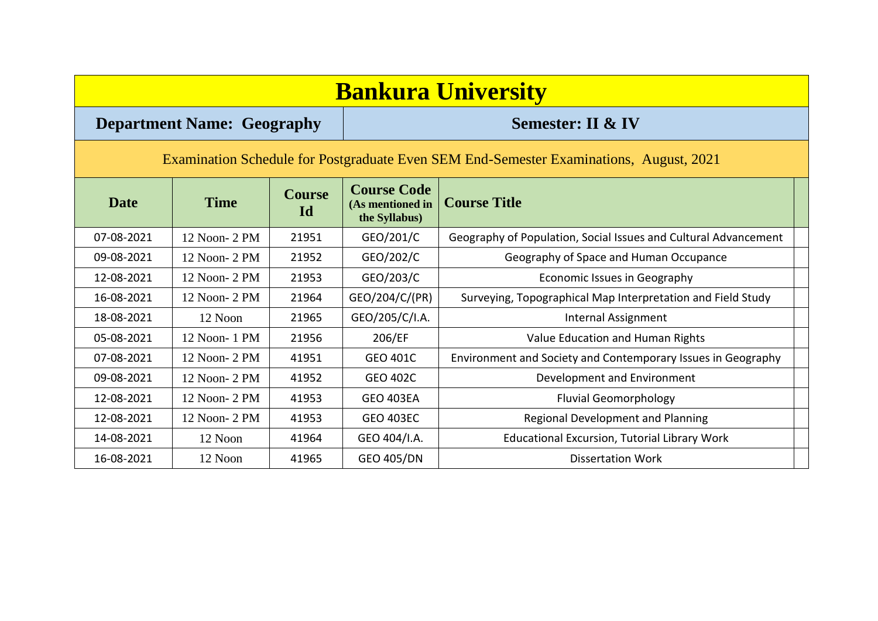# Bankura University

**Department Name: Geography** | **Semester: II & IV**

Examination Schedule for Postgraduate Even SEM End-Semester Examinations, August, 2021

| Date | Time | Course Id | Course Code (As mentioned in the Syllabus) | Course Title | |
|---|---|---|---|---|---|
| 07-08-2021 | 12 Noon- 2 PM | 21951 | GEO/201/C | Geography of Population, Social Issues and Cultural Advancement | |
| 09-08-2021 | 12 Noon- 2 PM | 21952 | GEO/202/C | Geography of Space and Human Occupance | |
| 12-08-2021 | 12 Noon- 2 PM | 21953 | GEO/203/C | Economic Issues in Geography | |
| 16-08-2021 | 12 Noon- 2 PM | 21964 | GEO/204/C/(PR) | Surveying, Topographical Map Interpretation and Field Study | |
| 18-08-2021 | 12 Noon | 21965 | GEO/205/C/I.A. | Internal Assignment | |
| 05-08-2021 | 12 Noon- 1 PM | 21956 | 206/EF | Value Education and Human Rights | |
| 07-08-2021 | 12 Noon- 2 PM | 41951 | GEO 401C | Environment and Society and Contemporary Issues in Geography | |
| 09-08-2021 | 12 Noon- 2 PM | 41952 | GEO 402C | Development and Environment | |
| 12-08-2021 | 12 Noon- 2 PM | 41953 | GEO 403EA | Fluvial Geomorphology | |
| 12-08-2021 | 12 Noon- 2 PM | 41953 | GEO 403EC | Regional Development and Planning | |
| 14-08-2021 | 12 Noon | 41964 | GEO 404/I.A. | Educational Excursion, Tutorial Library Work | |
| 16-08-2021 | 12 Noon | 41965 | GEO 405/DN | Dissertation Work | |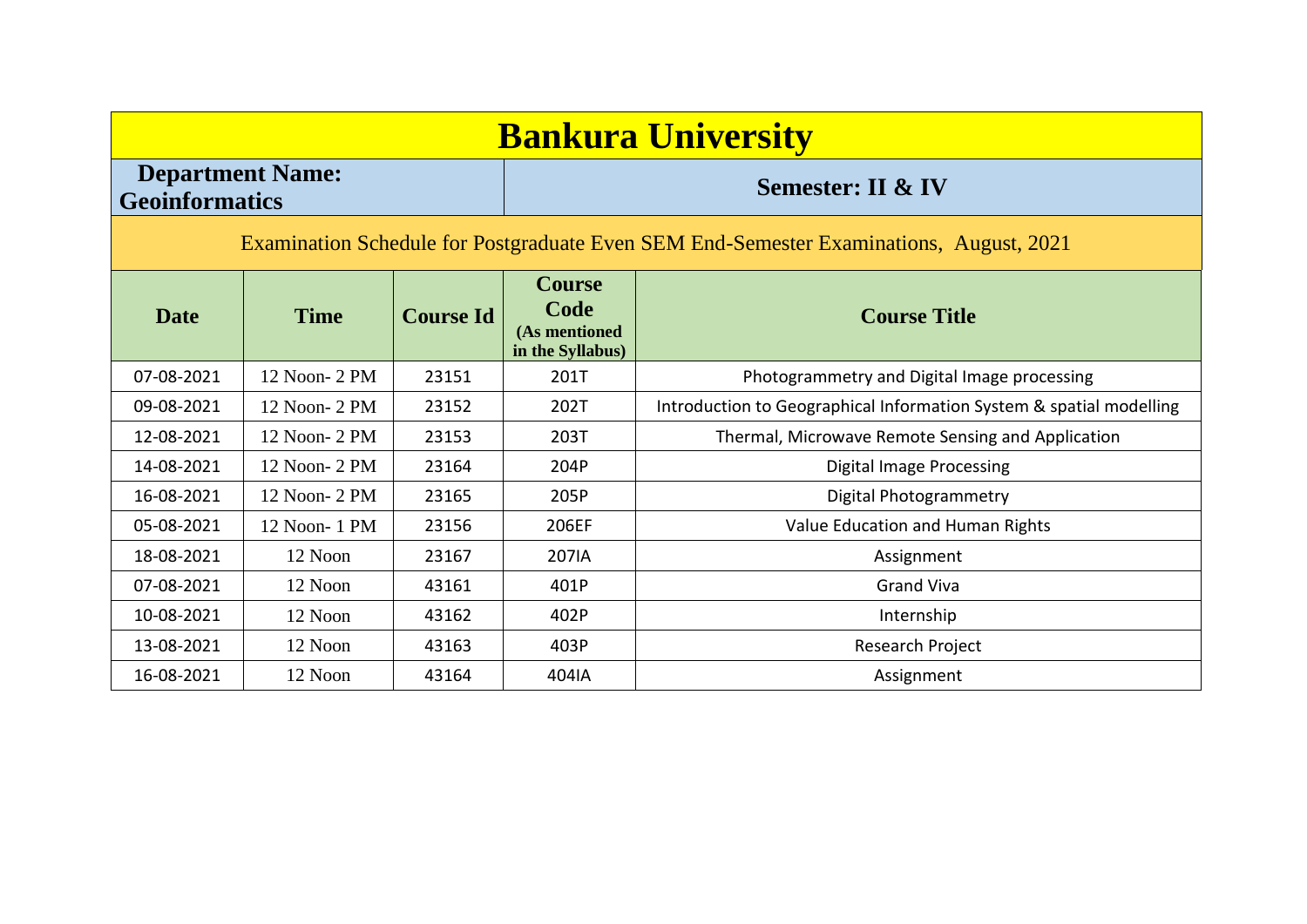# Bankura University

**Department Name: Geoinformatics**

**Semester: II & IV**

Examination Schedule for Postgraduate Even SEM End-Semester Examinations, August, 2021

| Date | Time | Course Id | Course Code (As mentioned in the Syllabus) | Course Title |
|---|---|---|---|---|
| 07-08-2021 | 12 Noon- 2 PM | 23151 | 201T | Photogrammetry and Digital Image processing |
| 09-08-2021 | 12 Noon- 2 PM | 23152 | 202T | Introduction to Geographical Information System & spatial modelling |
| 12-08-2021 | 12 Noon- 2 PM | 23153 | 203T | Thermal, Microwave Remote Sensing and Application |
| 14-08-2021 | 12 Noon- 2 PM | 23164 | 204P | Digital Image Processing |
| 16-08-2021 | 12 Noon- 2 PM | 23165 | 205P | Digital Photogrammetry |
| 05-08-2021 | 12 Noon- 1 PM | 23156 | 206EF | Value Education and Human Rights |
| 18-08-2021 | 12 Noon | 23167 | 207IA | Assignment |
| 07-08-2021 | 12 Noon | 43161 | 401P | Grand Viva |
| 10-08-2021 | 12 Noon | 43162 | 402P | Internship |
| 13-08-2021 | 12 Noon | 43163 | 403P | Research Project |
| 16-08-2021 | 12 Noon | 43164 | 404IA | Assignment |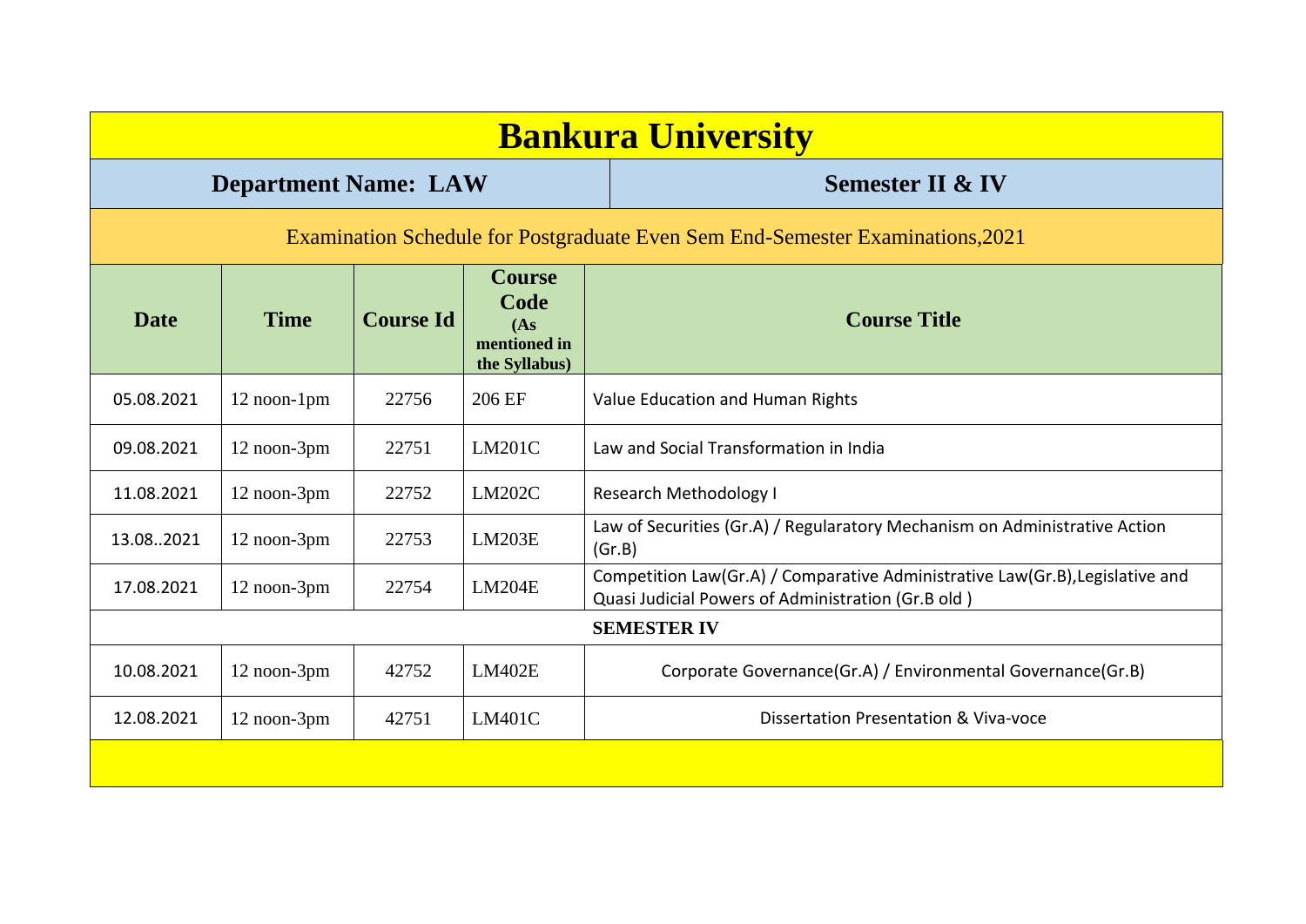# Bankura University

**Department Name: LAW** | **Semester II & IV**

Examination Schedule for Postgraduate Even Sem End-Semester Examinations,2021

| Date | Time | Course Id | Course Code (As mentioned in the Syllabus) | Course Title |
|---|---|---|---|---|
| 05.08.2021 | 12 noon-1pm | 22756 | 206 EF | Value Education and Human Rights |
| 09.08.2021 | 12 noon-3pm | 22751 | LM201C | Law and Social Transformation in India |
| 11.08.2021 | 12 noon-3pm | 22752 | LM202C | Research Methodology I |
| 13.08..2021 | 12 noon-3pm | 22753 | LM203E | Law of Securities (Gr.A) / Regularatory Mechanism on Administrative Action (Gr.B) |
| 17.08.2021 | 12 noon-3pm | 22754 | LM204E | Competition Law(Gr.A) / Comparative Administrative Law(Gr.B),Legislative and Quasi Judicial Powers of Administration (Gr.B old ) |
| **SEMESTER IV** | | | | |
| 10.08.2021 | 12 noon-3pm | 42752 | LM402E | Corporate Governance(Gr.A) / Environmental Governance(Gr.B) |
| 12.08.2021 | 12 noon-3pm | 42751 | LM401C | Dissertation Presentation & Viva-voce |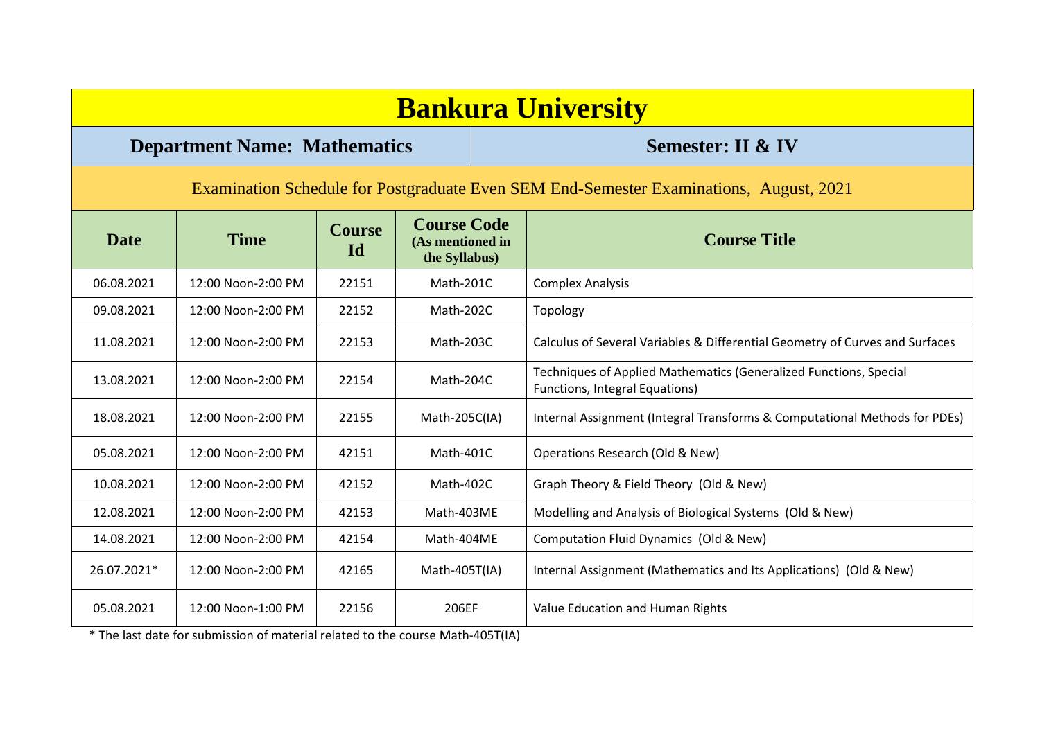# Bankura University

## Department Name: Mathematics — Semester: II & IV

### Examination Schedule for Postgraduate Even SEM End-Semester Examinations, August, 2021

| Date | Time | Course Id | Course Code (As mentioned in the Syllabus) | Course Title |
|---|---|---|---|---|
| 06.08.2021 | 12:00 Noon-2:00 PM | 22151 | Math-201C | Complex Analysis |
| 09.08.2021 | 12:00 Noon-2:00 PM | 22152 | Math-202C | Topology |
| 11.08.2021 | 12:00 Noon-2:00 PM | 22153 | Math-203C | Calculus of Several Variables & Differential Geometry of Curves and Surfaces |
| 13.08.2021 | 12:00 Noon-2:00 PM | 22154 | Math-204C | Techniques of Applied Mathematics (Generalized Functions, Special Functions, Integral Equations) |
| 18.08.2021 | 12:00 Noon-2:00 PM | 22155 | Math-205C(IA) | Internal Assignment (Integral Transforms & Computational Methods for PDEs) |
| 05.08.2021 | 12:00 Noon-2:00 PM | 42151 | Math-401C | Operations Research (Old & New) |
| 10.08.2021 | 12:00 Noon-2:00 PM | 42152 | Math-402C | Graph Theory & Field Theory (Old & New) |
| 12.08.2021 | 12:00 Noon-2:00 PM | 42153 | Math-403ME | Modelling and Analysis of Biological Systems (Old & New) |
| 14.08.2021 | 12:00 Noon-2:00 PM | 42154 | Math-404ME | Computation Fluid Dynamics (Old & New) |
| 26.07.2021* | 12:00 Noon-2:00 PM | 42165 | Math-405T(IA) | Internal Assignment (Mathematics and Its Applications) (Old & New) |
| 05.08.2021 | 12:00 Noon-1:00 PM | 22156 | 206EF | Value Education and Human Rights |

* The last date for submission of material related to the course Math-405T(IA)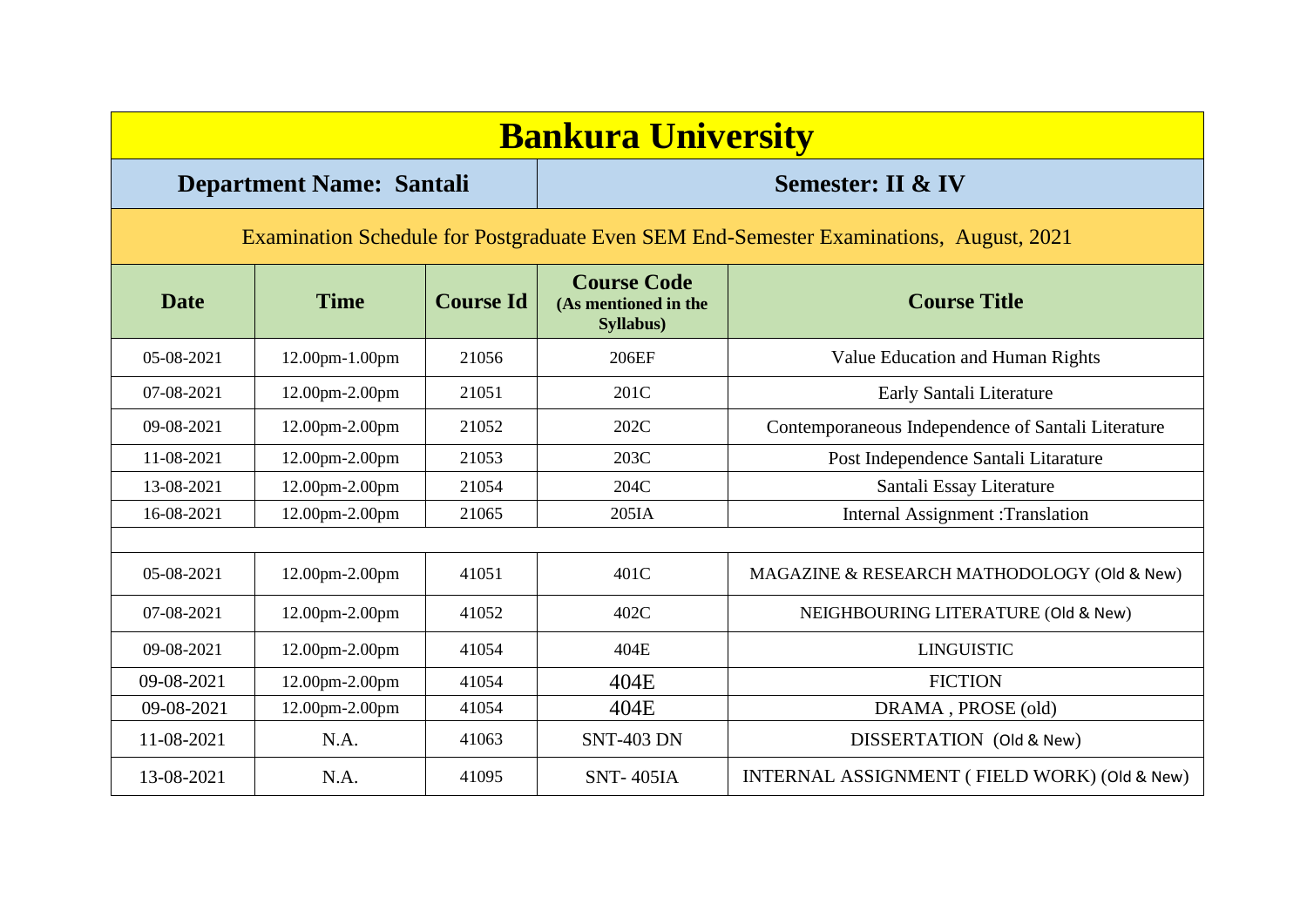# Bankura University

**Department Name: Santali** | **Semester: II & IV**

Examination Schedule for Postgraduate Even SEM End-Semester Examinations, August, 2021

| Date | Time | Course Id | Course Code (As mentioned in the Syllabus) | Course Title |
|---|---|---|---|---|
| 05-08-2021 | 12.00pm-1.00pm | 21056 | 206EF | Value Education and Human Rights |
| 07-08-2021 | 12.00pm-2.00pm | 21051 | 201C | Early Santali Literature |
| 09-08-2021 | 12.00pm-2.00pm | 21052 | 202C | Contemporaneous Independence of Santali Literature |
| 11-08-2021 | 12.00pm-2.00pm | 21053 | 203C | Post Independence Santali Litarature |
| 13-08-2021 | 12.00pm-2.00pm | 21054 | 204C | Santali Essay Literature |
| 16-08-2021 | 12.00pm-2.00pm | 21065 | 205IA | Internal Assignment :Translation |
| | | | | |
| 05-08-2021 | 12.00pm-2.00pm | 41051 | 401C | MAGAZINE & RESEARCH MATHODOLOGY (Old & New) |
| 07-08-2021 | 12.00pm-2.00pm | 41052 | 402C | NEIGHBOURING LITERATURE (Old & New) |
| 09-08-2021 | 12.00pm-2.00pm | 41054 | 404E | LINGUISTIC |
| 09-08-2021 | 12.00pm-2.00pm | 41054 | 404E | FICTION |
| 09-08-2021 | 12.00pm-2.00pm | 41054 | 404E | DRAMA , PROSE (old) |
| 11-08-2021 | N.A. | 41063 | SNT-403 DN | DISSERTATION (Old & New) |
| 13-08-2021 | N.A. | 41095 | SNT- 405IA | INTERNAL ASSIGNMENT ( FIELD WORK) (Old & New) |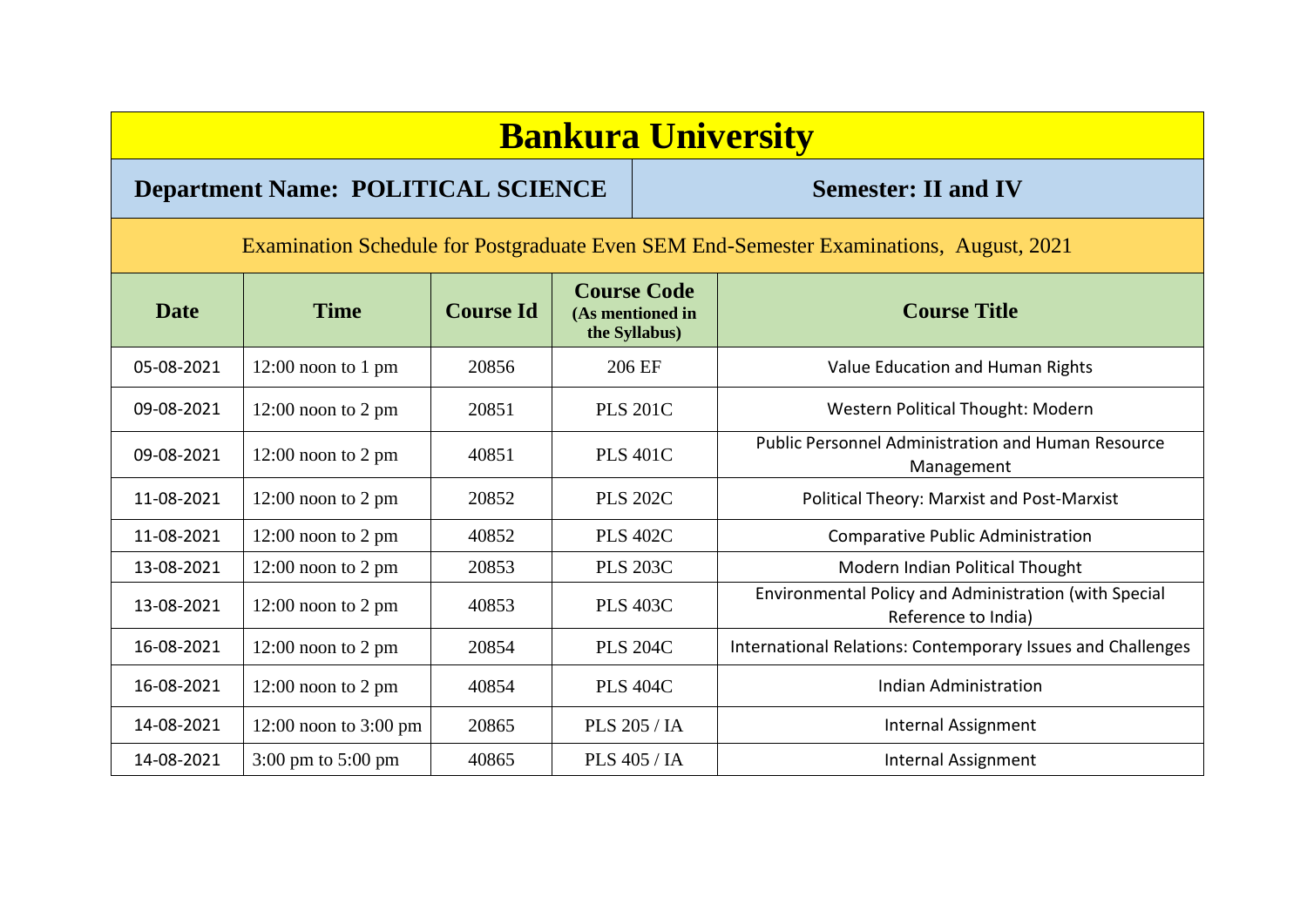# Bankura University

**Department Name: POLITICAL SCIENCE** | **Semester: II and IV**

Examination Schedule for Postgraduate Even SEM End-Semester Examinations, August, 2021

| Date | Time | Course Id | Course Code (As mentioned in the Syllabus) | Course Title |
|---|---|---|---|---|
| 05-08-2021 | 12:00 noon to 1 pm | 20856 | 206 EF | Value Education and Human Rights |
| 09-08-2021 | 12:00 noon to 2 pm | 20851 | PLS 201C | Western Political Thought: Modern |
| 09-08-2021 | 12:00 noon to 2 pm | 40851 | PLS 401C | Public Personnel Administration and Human Resource Management |
| 11-08-2021 | 12:00 noon to 2 pm | 20852 | PLS 202C | Political Theory: Marxist and Post-Marxist |
| 11-08-2021 | 12:00 noon to 2 pm | 40852 | PLS 402C | Comparative Public Administration |
| 13-08-2021 | 12:00 noon to 2 pm | 20853 | PLS 203C | Modern Indian Political Thought |
| 13-08-2021 | 12:00 noon to 2 pm | 40853 | PLS 403C | Environmental Policy and Administration (with Special Reference to India) |
| 16-08-2021 | 12:00 noon to 2 pm | 20854 | PLS 204C | International Relations: Contemporary Issues and Challenges |
| 16-08-2021 | 12:00 noon to 2 pm | 40854 | PLS 404C | Indian Administration |
| 14-08-2021 | 12:00 noon to 3:00 pm | 20865 | PLS 205 / IA | Internal Assignment |
| 14-08-2021 | 3:00 pm to 5:00 pm | 40865 | PLS 405 / IA | Internal Assignment |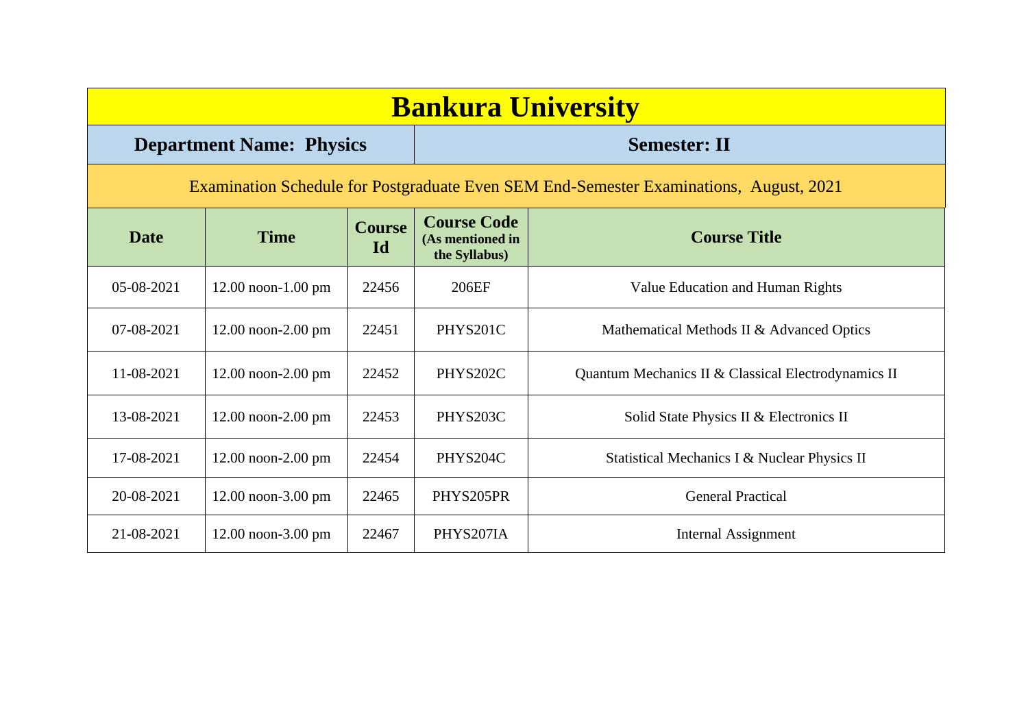# Bankura University

**Department Name: Physics** | **Semester: II**

Examination Schedule for Postgraduate Even SEM End-Semester Examinations, August, 2021

| Date | Time | Course Id | Course Code (As mentioned in the Syllabus) | Course Title |
|---|---|---|---|---|
| 05-08-2021 | 12.00 noon-1.00 pm | 22456 | 206EF | Value Education and Human Rights |
| 07-08-2021 | 12.00 noon-2.00 pm | 22451 | PHYS201C | Mathematical Methods II & Advanced Optics |
| 11-08-2021 | 12.00 noon-2.00 pm | 22452 | PHYS202C | Quantum Mechanics II & Classical Electrodynamics II |
| 13-08-2021 | 12.00 noon-2.00 pm | 22453 | PHYS203C | Solid State Physics II & Electronics II |
| 17-08-2021 | 12.00 noon-2.00 pm | 22454 | PHYS204C | Statistical Mechanics I & Nuclear Physics II |
| 20-08-2021 | 12.00 noon-3.00 pm | 22465 | PHYS205PR | General Practical |
| 21-08-2021 | 12.00 noon-3.00 pm | 22467 | PHYS207IA | Internal Assignment |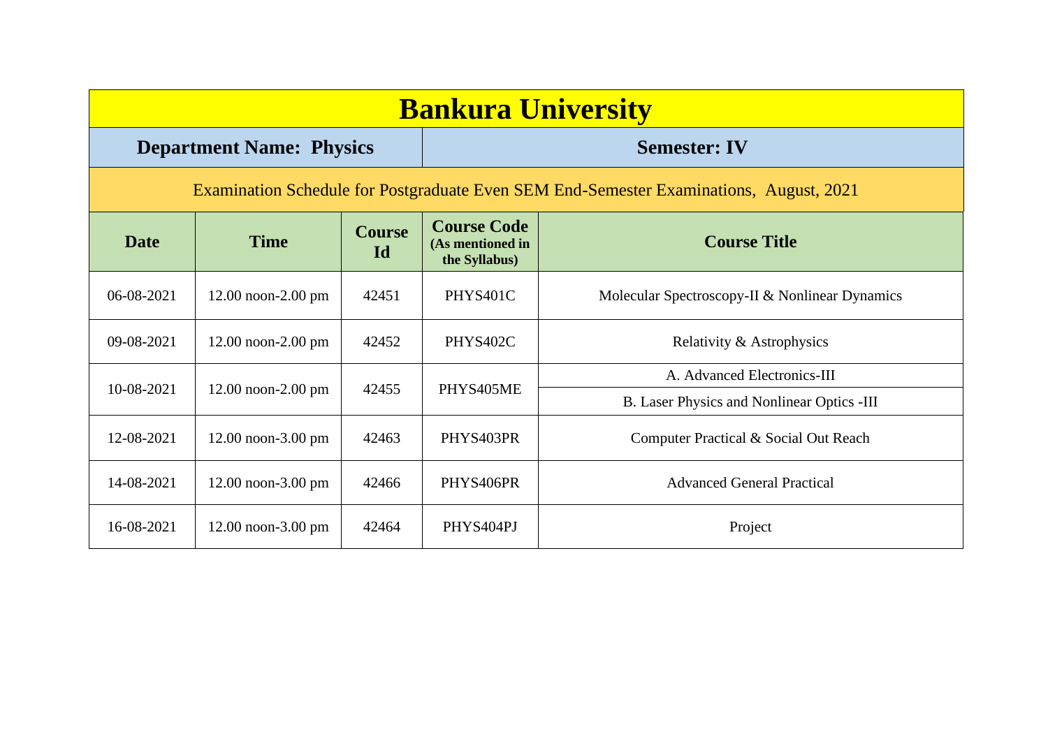# Bankura University

**Department Name: Physics** | **Semester: IV**

Examination Schedule for Postgraduate Even SEM End-Semester Examinations, August, 2021

| Date | Time | Course Id | Course Code (As mentioned in the Syllabus) | Course Title |
|---|---|---|---|---|
| 06-08-2021 | 12.00 noon-2.00 pm | 42451 | PHYS401C | Molecular Spectroscopy-II & Nonlinear Dynamics |
| 09-08-2021 | 12.00 noon-2.00 pm | 42452 | PHYS402C | Relativity & Astrophysics |
| 10-08-2021 | 12.00 noon-2.00 pm | 42455 | PHYS405ME | A. Advanced Electronics-III |
| | | | | B. Laser Physics and Nonlinear Optics -III |
| 12-08-2021 | 12.00 noon-3.00 pm | 42463 | PHYS403PR | Computer Practical & Social Out Reach |
| 14-08-2021 | 12.00 noon-3.00 pm | 42466 | PHYS406PR | Advanced General Practical |
| 16-08-2021 | 12.00 noon-3.00 pm | 42464 | PHYS404PJ | Project |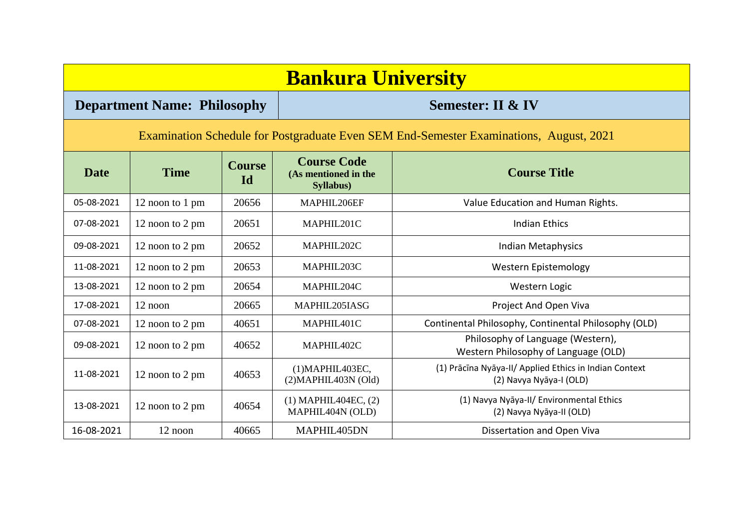# Bankura University

**Department Name: Philosophy** | **Semester: II & IV**

Examination Schedule for Postgraduate Even SEM End-Semester Examinations, August, 2021

| Date | Time | Course Id | Course Code (As mentioned in the Syllabus) | Course Title |
|---|---|---|---|---|
| 05-08-2021 | 12 noon to 1 pm | 20656 | MAPHIL206EF | Value Education and Human Rights. |
| 07-08-2021 | 12 noon to 2 pm | 20651 | MAPHIL201C | Indian Ethics |
| 09-08-2021 | 12 noon to 2 pm | 20652 | MAPHIL202C | Indian Metaphysics |
| 11-08-2021 | 12 noon to 2 pm | 20653 | MAPHIL203C | Western Epistemology |
| 13-08-2021 | 12 noon to 2 pm | 20654 | MAPHIL204C | Western Logic |
| 17-08-2021 | 12 noon | 20665 | MAPHIL205IASG | Project And Open Viva |
| 07-08-2021 | 12 noon to 2 pm | 40651 | MAPHIL401C | Continental Philosophy, Continental Philosophy (OLD) |
| 09-08-2021 | 12 noon to 2 pm | 40652 | MAPHIL402C | Philosophy of Language (Western), Western Philosophy of Language (OLD) |
| 11-08-2021 | 12 noon to 2 pm | 40653 | (1)MAPHIL403EC, (2)MAPHIL403N (Old) | (1) Prācīna Nyāya-II/ Applied Ethics in Indian Context (2) Navya Nyāya-I (OLD) |
| 13-08-2021 | 12 noon to 2 pm | 40654 | (1) MAPHIL404EC, (2) MAPHIL404N (OLD) | (1) Navya Nyāya-II/ Environmental Ethics (2) Navya Nyāya-II (OLD) |
| 16-08-2021 | 12 noon | 40665 | MAPHIL405DN | Dissertation and Open Viva |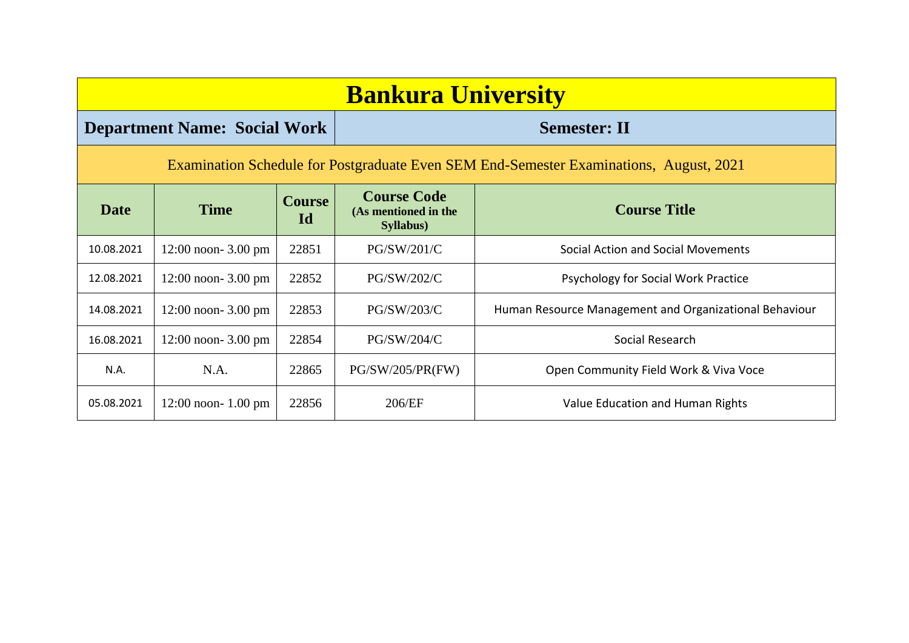# Bankura University

**Department Name: Social Work** | **Semester: II**

Examination Schedule for Postgraduate Even SEM End-Semester Examinations, August, 2021

| Date | Time | Course Id | Course Code (As mentioned in the Syllabus) | Course Title |
|---|---|---|---|---|
| 10.08.2021 | 12:00 noon- 3.00 pm | 22851 | PG/SW/201/C | Social Action and Social Movements |
| 12.08.2021 | 12:00 noon- 3.00 pm | 22852 | PG/SW/202/C | Psychology for Social Work Practice |
| 14.08.2021 | 12:00 noon- 3.00 pm | 22853 | PG/SW/203/C | Human Resource Management and Organizational Behaviour |
| 16.08.2021 | 12:00 noon- 3.00 pm | 22854 | PG/SW/204/C | Social Research |
| N.A. | N.A. | 22865 | PG/SW/205/PR(FW) | Open Community Field Work & Viva Voce |
| 05.08.2021 | 12:00 noon- 1.00 pm | 22856 | 206/EF | Value Education and Human Rights |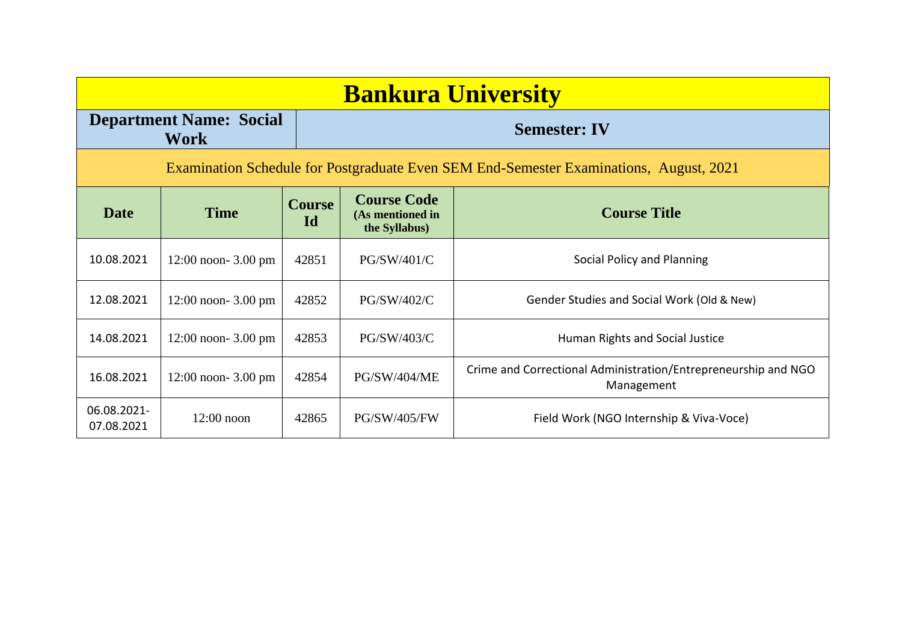# Bankura University

| **Department Name: Social Work** | **Semester: IV** |
|---|---|

Examination Schedule for Postgraduate Even SEM End-Semester Examinations, August, 2021

| Date | Time | Course Id | Course Code (As mentioned in the Syllabus) | Course Title |
|---|---|---|---|---|
| 10.08.2021 | 12:00 noon- 3.00 pm | 42851 | PG/SW/401/C | Social Policy and Planning |
| 12.08.2021 | 12:00 noon- 3.00 pm | 42852 | PG/SW/402/C | Gender Studies and Social Work (Old & New) |
| 14.08.2021 | 12:00 noon- 3.00 pm | 42853 | PG/SW/403/C | Human Rights and Social Justice |
| 16.08.2021 | 12:00 noon- 3.00 pm | 42854 | PG/SW/404/ME | Crime and Correctional Administration/Entrepreneurship and NGO Management |
| 06.08.2021-07.08.2021 | 12:00 noon | 42865 | PG/SW/405/FW | Field Work (NGO Internship & Viva-Voce) |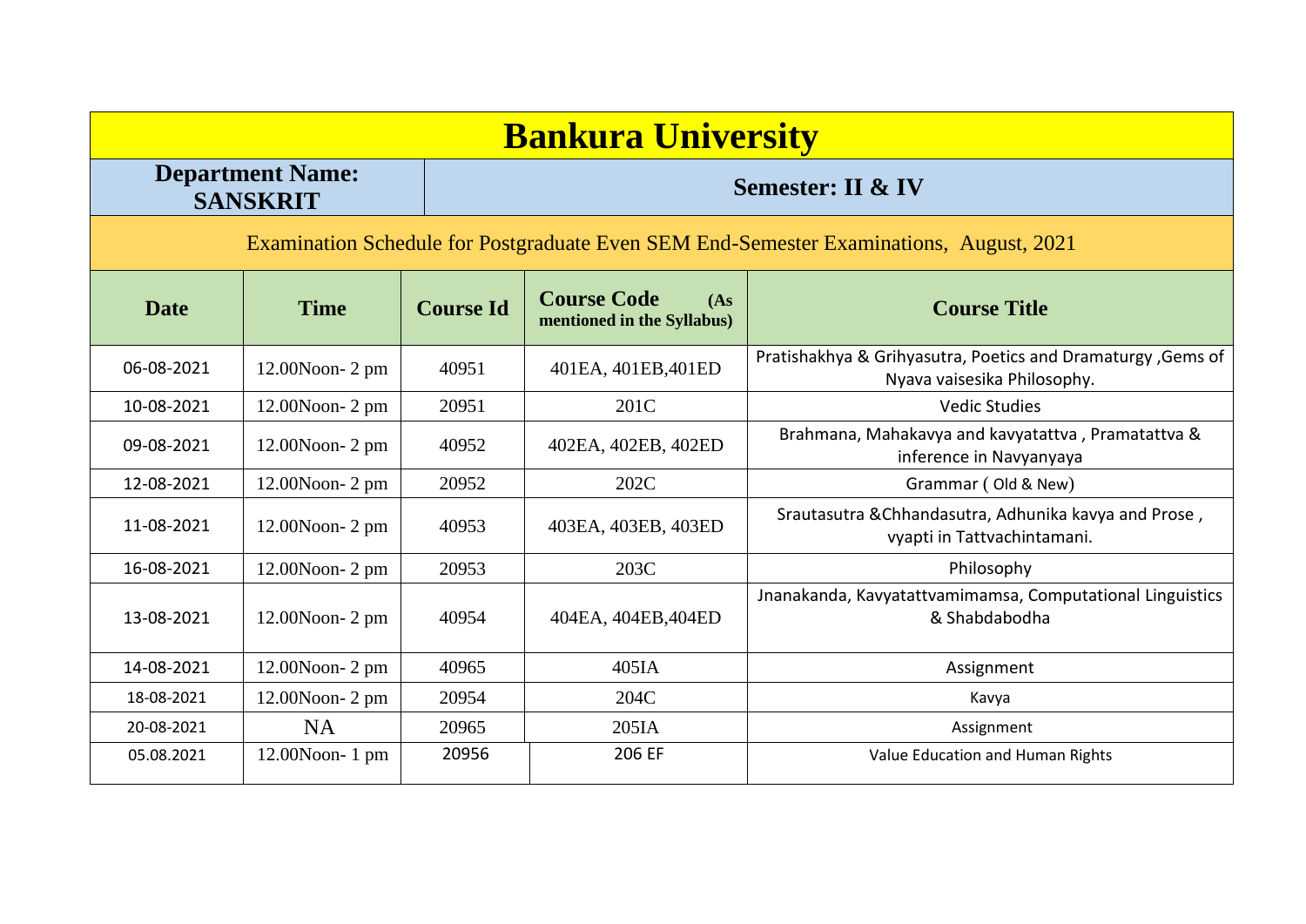# Bankura University

**Department Name: SANSKRIT** | **Semester: II & IV**

Examination Schedule for Postgraduate Even SEM End-Semester Examinations, August, 2021

| Date | Time | Course Id | Course Code (As mentioned in the Syllabus) | Course Title |
|---|---|---|---|---|
| 06-08-2021 | 12.00Noon- 2 pm | 40951 | 401EA, 401EB,401ED | Pratishakhya & Grihyasutra, Poetics and Dramaturgy ,Gems of Nyava vaisesika Philosophy. |
| 10-08-2021 | 12.00Noon- 2 pm | 20951 | 201C | Vedic Studies |
| 09-08-2021 | 12.00Noon- 2 pm | 40952 | 402EA, 402EB, 402ED | Brahmana, Mahakavya and kavyatattva , Pramatattva & inference in Navyanyaya |
| 12-08-2021 | 12.00Noon- 2 pm | 20952 | 202C | Grammar ( Old & New) |
| 11-08-2021 | 12.00Noon- 2 pm | 40953 | 403EA, 403EB, 403ED | Srautasutra &Chhandasutra, Adhunika kavya and Prose , vyapti in Tattvachintamani. |
| 16-08-2021 | 12.00Noon- 2 pm | 20953 | 203C | Philosophy |
| 13-08-2021 | 12.00Noon- 2 pm | 40954 | 404EA, 404EB,404ED | Jnanakanda, Kavyatattvamimamsa, Computational Linguistics & Shabdabodha |
| 14-08-2021 | 12.00Noon- 2 pm | 40965 | 405IA | Assignment |
| 18-08-2021 | 12.00Noon- 2 pm | 20954 | 204C | Kavya |
| 20-08-2021 | NA | 20965 | 205IA | Assignment |
| 05.08.2021 | 12.00Noon- 1 pm | 20956 | 206 EF | Value Education and Human Rights |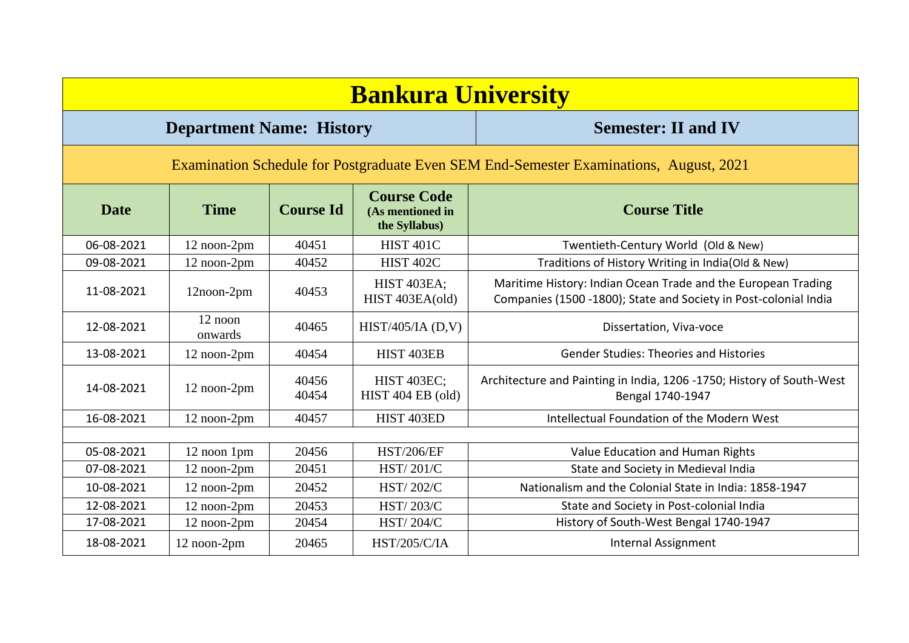# Bankura University

## Department Name: History | Semester: II and IV

Examination Schedule for Postgraduate Even SEM End-Semester Examinations, August, 2021

| Date | Time | Course Id | Course Code (As mentioned in the Syllabus) | Course Title |
|---|---|---|---|---|
| 06-08-2021 | 12 noon-2pm | 40451 | HIST 401C | Twentieth-Century World (Old & New) |
| 09-08-2021 | 12 noon-2pm | 40452 | HIST 402C | Traditions of History Writing in India(Old & New) |
| 11-08-2021 | 12noon-2pm | 40453 | HIST 403EA; HIST 403EA(old) | Maritime History: Indian Ocean Trade and the European Trading Companies (1500 -1800); State and Society in Post-colonial India |
| 12-08-2021 | 12 noon onwards | 40465 | HIST/405/IA (D,V) | Dissertation, Viva-voce |
| 13-08-2021 | 12 noon-2pm | 40454 | HIST 403EB | Gender Studies: Theories and Histories |
| 14-08-2021 | 12 noon-2pm | 40456 40454 | HIST 403EC; HIST 404 EB (old) | Architecture and Painting in India, 1206 -1750; History of South-West Bengal 1740-1947 |
| 16-08-2021 | 12 noon-2pm | 40457 | HIST 403ED | Intellectual Foundation of the Modern West |
| | | | | |
| 05-08-2021 | 12 noon 1pm | 20456 | HST/206/EF | Value Education and Human Rights |
| 07-08-2021 | 12 noon-2pm | 20451 | HST/ 201/C | State and Society in Medieval India |
| 10-08-2021 | 12 noon-2pm | 20452 | HST/ 202/C | Nationalism and the Colonial State in India: 1858-1947 |
| 12-08-2021 | 12 noon-2pm | 20453 | HST/ 203/C | State and Society in Post-colonial India |
| 17-08-2021 | 12 noon-2pm | 20454 | HST/ 204/C | History of South-West Bengal 1740-1947 |
| 18-08-2021 | 12 noon-2pm | 20465 | HST/205/C/IA | Internal Assignment |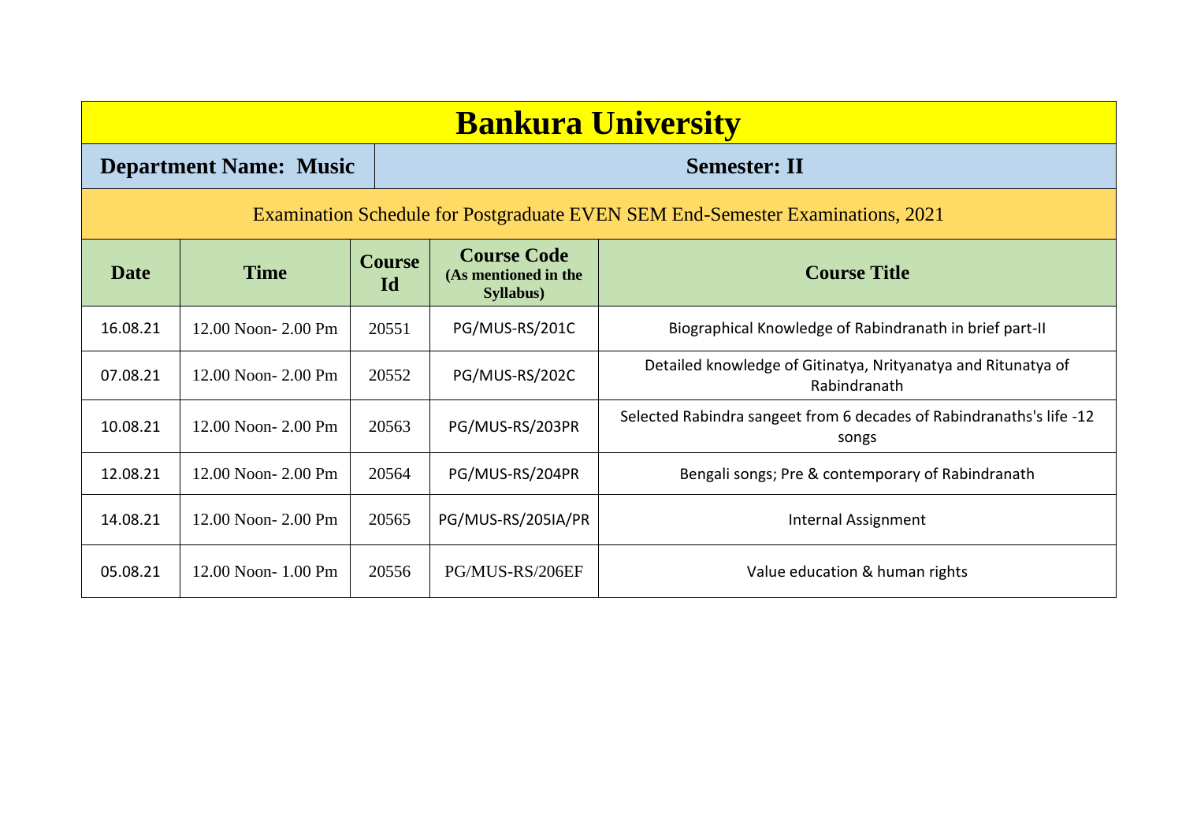# Bankura University

**Department Name: Music** | **Semester: II**

Examination Schedule for Postgraduate EVEN SEM End-Semester Examinations, 2021

| Date | Time | Course Id | Course Code (As mentioned in the Syllabus) | Course Title |
|---|---|---|---|---|
| 16.08.21 | 12.00 Noon- 2.00 Pm | 20551 | PG/MUS-RS/201C | Biographical Knowledge of Rabindranath in brief part-II |
| 07.08.21 | 12.00 Noon- 2.00 Pm | 20552 | PG/MUS-RS/202C | Detailed knowledge of Gitinatya, Nrityanatya and Ritunatya of Rabindranath |
| 10.08.21 | 12.00 Noon- 2.00 Pm | 20563 | PG/MUS-RS/203PR | Selected Rabindra sangeet from 6 decades of Rabindranaths's life -12 songs |
| 12.08.21 | 12.00 Noon- 2.00 Pm | 20564 | PG/MUS-RS/204PR | Bengali songs; Pre & contemporary of Rabindranath |
| 14.08.21 | 12.00 Noon- 2.00 Pm | 20565 | PG/MUS-RS/205IA/PR | Internal Assignment |
| 05.08.21 | 12.00 Noon- 1.00 Pm | 20556 | PG/MUS-RS/206EF | Value education & human rights |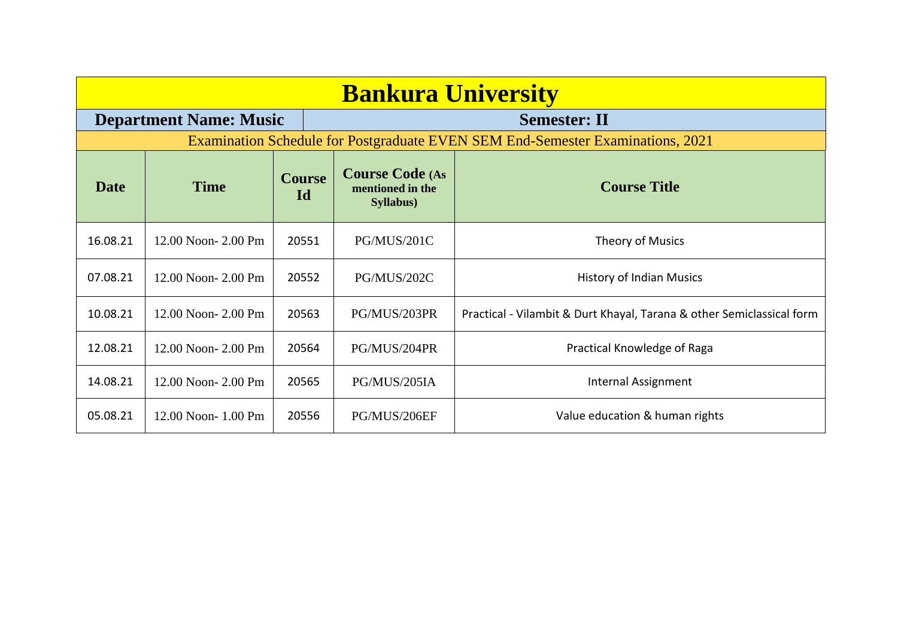# Bankura University

**Department Name: Music** | **Semester: II**

Examination Schedule for Postgraduate EVEN SEM End-Semester Examinations, 2021

| Date | Time | Course Id | Course Code (As mentioned in the Syllabus) | Course Title |
|---|---|---|---|---|
| 16.08.21 | 12.00 Noon- 2.00 Pm | 20551 | PG/MUS/201C | Theory of Musics |
| 07.08.21 | 12.00 Noon- 2.00 Pm | 20552 | PG/MUS/202C | History of Indian Musics |
| 10.08.21 | 12.00 Noon- 2.00 Pm | 20563 | PG/MUS/203PR | Practical - Vilambit & Durt Khayal, Tarana & other Semiclassical form |
| 12.08.21 | 12.00 Noon- 2.00 Pm | 20564 | PG/MUS/204PR | Practical Knowledge of Raga |
| 14.08.21 | 12.00 Noon- 2.00 Pm | 20565 | PG/MUS/205IA | Internal Assignment |
| 05.08.21 | 12.00 Noon- 1.00 Pm | 20556 | PG/MUS/206EF | Value education & human rights |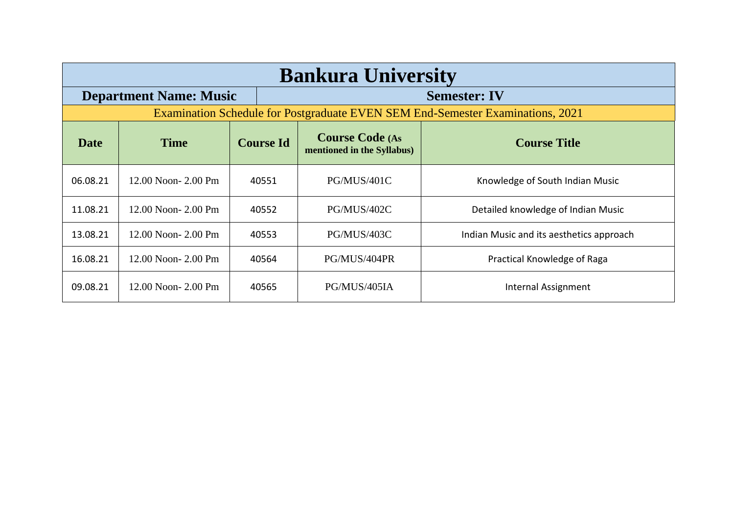# Bankura University

**Department Name: Music** | **Semester: IV**

Examination Schedule for Postgraduate EVEN SEM End-Semester Examinations, 2021

| Date | Time | Course Id | Course Code (As mentioned in the Syllabus) | Course Title |
|---|---|---|---|---|
| 06.08.21 | 12.00 Noon- 2.00 Pm | 40551 | PG/MUS/401C | Knowledge of South Indian Music |
| 11.08.21 | 12.00 Noon- 2.00 Pm | 40552 | PG/MUS/402C | Detailed knowledge of Indian Music |
| 13.08.21 | 12.00 Noon- 2.00 Pm | 40553 | PG/MUS/403C | Indian Music and its aesthetics approach |
| 16.08.21 | 12.00 Noon- 2.00 Pm | 40564 | PG/MUS/404PR | Practical Knowledge of Raga |
| 09.08.21 | 12.00 Noon- 2.00 Pm | 40565 | PG/MUS/405IA | Internal Assignment |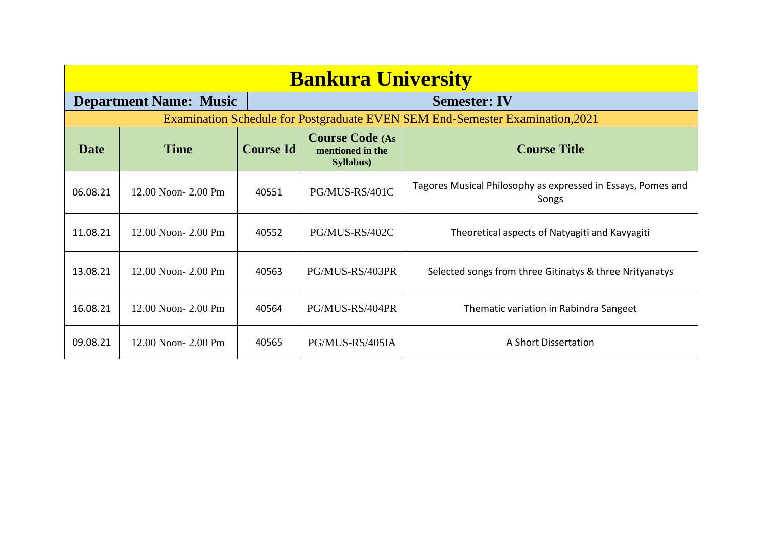# Bankura University

**Department Name: Music** | **Semester: IV**

Examination Schedule for Postgraduate EVEN SEM End-Semester Examination,2021

| Date | Time | Course Id | Course Code (As mentioned in the Syllabus) | Course Title |
|---|---|---|---|---|
| 06.08.21 | 12.00 Noon- 2.00 Pm | 40551 | PG/MUS-RS/401C | Tagores Musical Philosophy as expressed in Essays, Pomes and Songs |
| 11.08.21 | 12.00 Noon- 2.00 Pm | 40552 | PG/MUS-RS/402C | Theoretical aspects of Natyagiti and Kavyagiti |
| 13.08.21 | 12.00 Noon- 2.00 Pm | 40563 | PG/MUS-RS/403PR | Selected songs from three Gitinatys & three Nrityanatys |
| 16.08.21 | 12.00 Noon- 2.00 Pm | 40564 | PG/MUS-RS/404PR | Thematic variation in Rabindra Sangeet |
| 09.08.21 | 12.00 Noon- 2.00 Pm | 40565 | PG/MUS-RS/405IA | A Short Dissertation |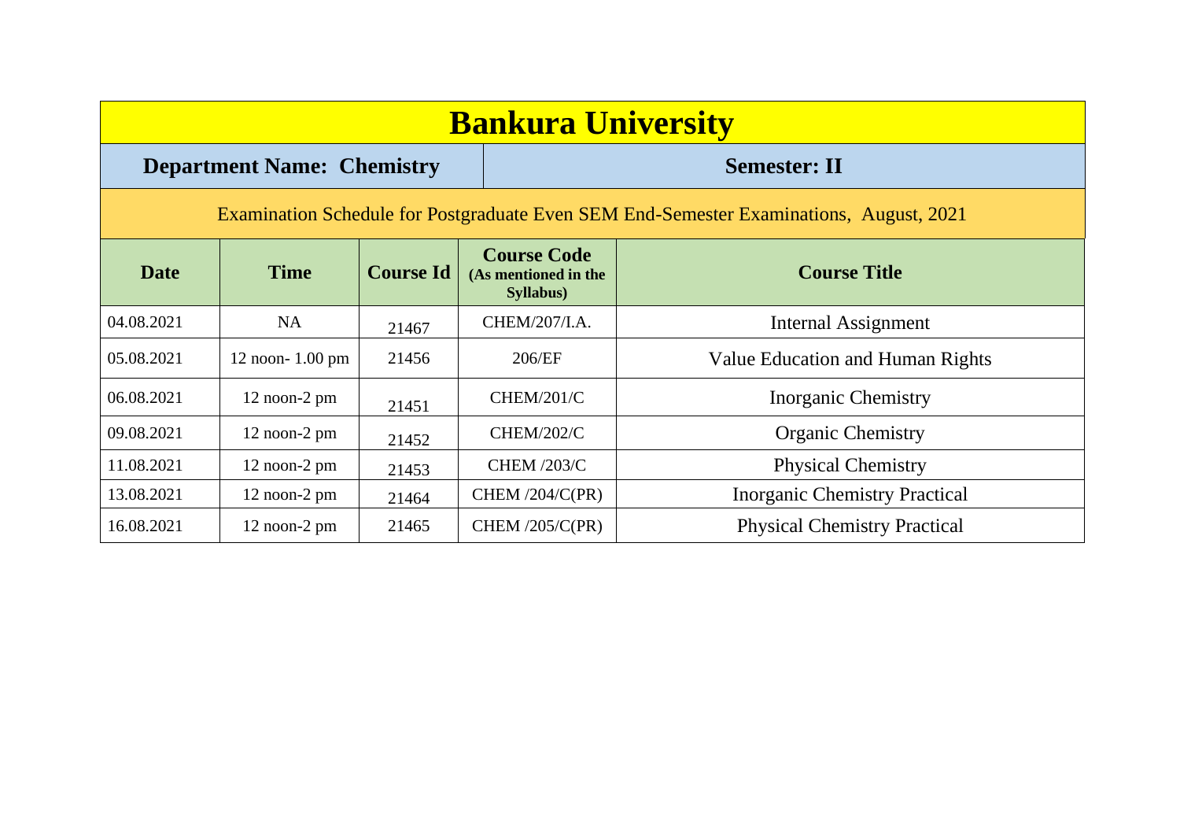# Bankura University

**Department Name: Chemistry** | **Semester: II**

Examination Schedule for Postgraduate Even SEM End-Semester Examinations, August, 2021

| Date | Time | Course Id | Course Code (As mentioned in the Syllabus) | Course Title |
|---|---|---|---|---|
| 04.08.2021 | NA | 21467 | CHEM/207/I.A. | Internal Assignment |
| 05.08.2021 | 12 noon- 1.00 pm | 21456 | 206/EF | Value Education and Human Rights |
| 06.08.2021 | 12 noon-2 pm | 21451 | CHEM/201/C | Inorganic Chemistry |
| 09.08.2021 | 12 noon-2 pm | 21452 | CHEM/202/C | Organic Chemistry |
| 11.08.2021 | 12 noon-2 pm | 21453 | CHEM /203/C | Physical Chemistry |
| 13.08.2021 | 12 noon-2 pm | 21464 | CHEM /204/C(PR) | Inorganic Chemistry Practical |
| 16.08.2021 | 12 noon-2 pm | 21465 | CHEM /205/C(PR) | Physical Chemistry Practical |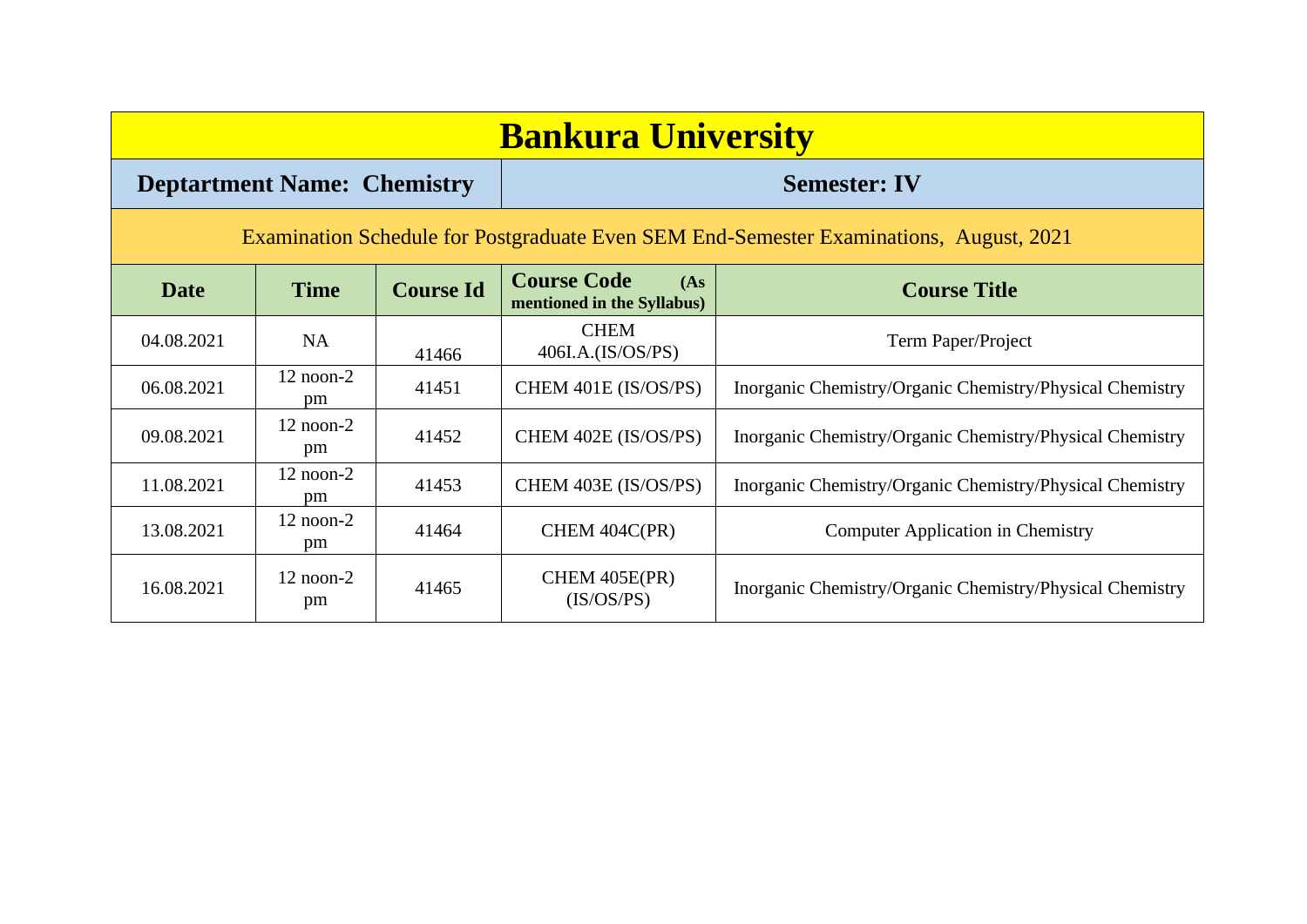# Bankura University

| **Deptartment Name: Chemistry** | **Semester: IV** |
|---|---|

Examination Schedule for Postgraduate Even SEM End-Semester Examinations, August, 2021

| Date | Time | Course Id | Course Code (As mentioned in the Syllabus) | Course Title |
|---|---|---|---|---|
| 04.08.2021 | NA | 41466 | CHEM 406I.A.(IS/OS/PS) | Term Paper/Project |
| 06.08.2021 | 12 noon-2 pm | 41451 | CHEM 401E (IS/OS/PS) | Inorganic Chemistry/Organic Chemistry/Physical Chemistry |
| 09.08.2021 | 12 noon-2 pm | 41452 | CHEM 402E (IS/OS/PS) | Inorganic Chemistry/Organic Chemistry/Physical Chemistry |
| 11.08.2021 | 12 noon-2 pm | 41453 | CHEM 403E (IS/OS/PS) | Inorganic Chemistry/Organic Chemistry/Physical Chemistry |
| 13.08.2021 | 12 noon-2 pm | 41464 | CHEM 404C(PR) | Computer Application in Chemistry |
| 16.08.2021 | 12 noon-2 pm | 41465 | CHEM 405E(PR) (IS/OS/PS) | Inorganic Chemistry/Organic Chemistry/Physical Chemistry |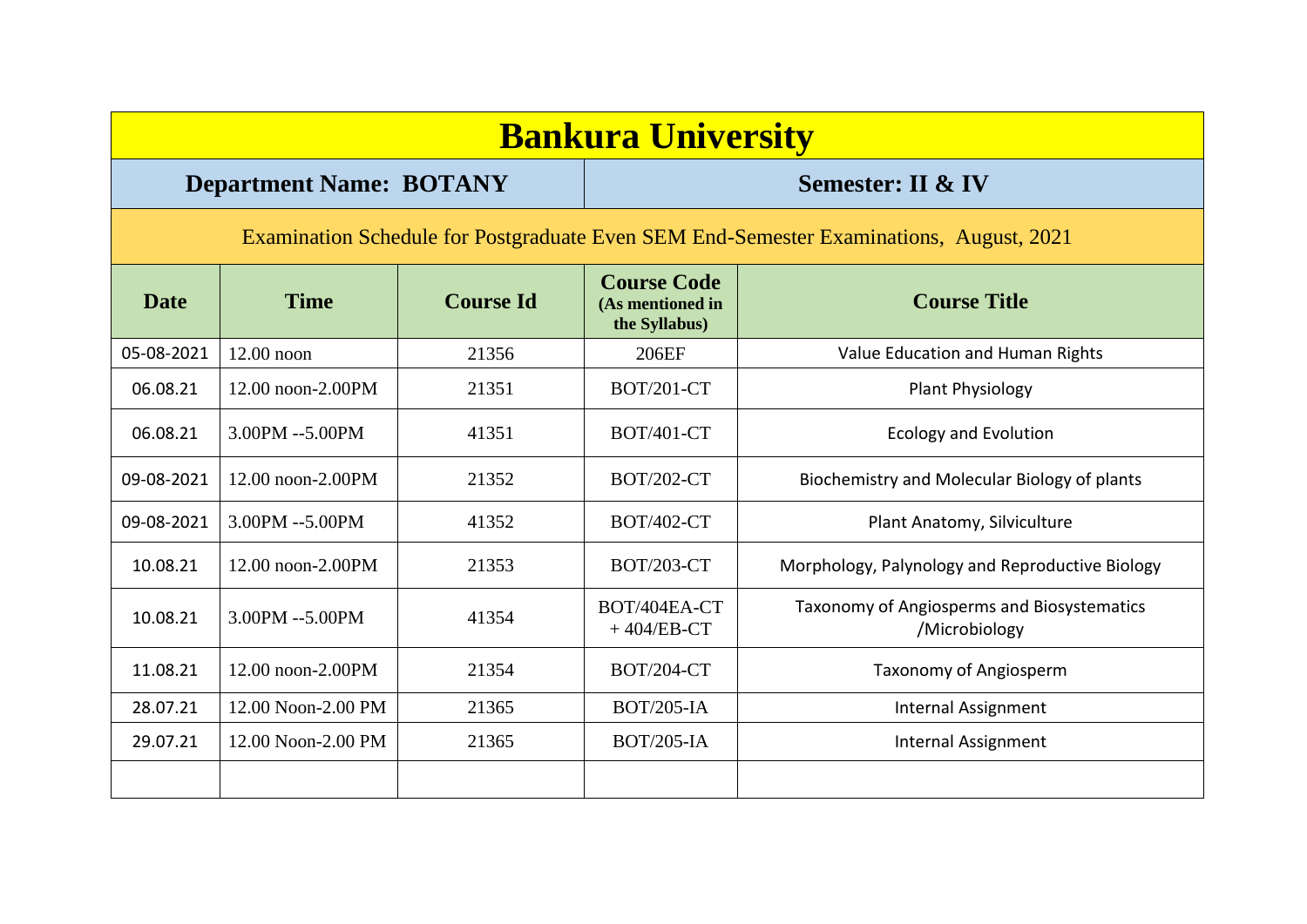# Bankura University

| **Department Name: BOTANY** | **Semester: II & IV** |
|---|---|

Examination Schedule for Postgraduate Even SEM End-Semester Examinations, August, 2021

| Date | Time | Course Id | Course Code (As mentioned in the Syllabus) | Course Title |
|---|---|---|---|---|
| 05-08-2021 | 12.00 noon | 21356 | 206EF | Value Education and Human Rights |
| 06.08.21 | 12.00 noon-2.00PM | 21351 | BOT/201-CT | Plant Physiology |
| 06.08.21 | 3.00PM --5.00PM | 41351 | BOT/401-CT | Ecology and Evolution |
| 09-08-2021 | 12.00 noon-2.00PM | 21352 | BOT/202-CT | Biochemistry and Molecular Biology of plants |
| 09-08-2021 | 3.00PM --5.00PM | 41352 | BOT/402-CT | Plant Anatomy, Silviculture |
| 10.08.21 | 12.00 noon-2.00PM | 21353 | BOT/203-CT | Morphology, Palynology and Reproductive Biology |
| 10.08.21 | 3.00PM --5.00PM | 41354 | BOT/404EA-CT + 404/EB-CT | Taxonomy of Angiosperms and Biosystematics /Microbiology |
| 11.08.21 | 12.00 noon-2.00PM | 21354 | BOT/204-CT | Taxonomy of Angiosperm |
| 28.07.21 | 12.00 Noon-2.00 PM | 21365 | BOT/205-IA | Internal Assignment |
| 29.07.21 | 12.00 Noon-2.00 PM | 21365 | BOT/205-IA | Internal Assignment |
| | | | | |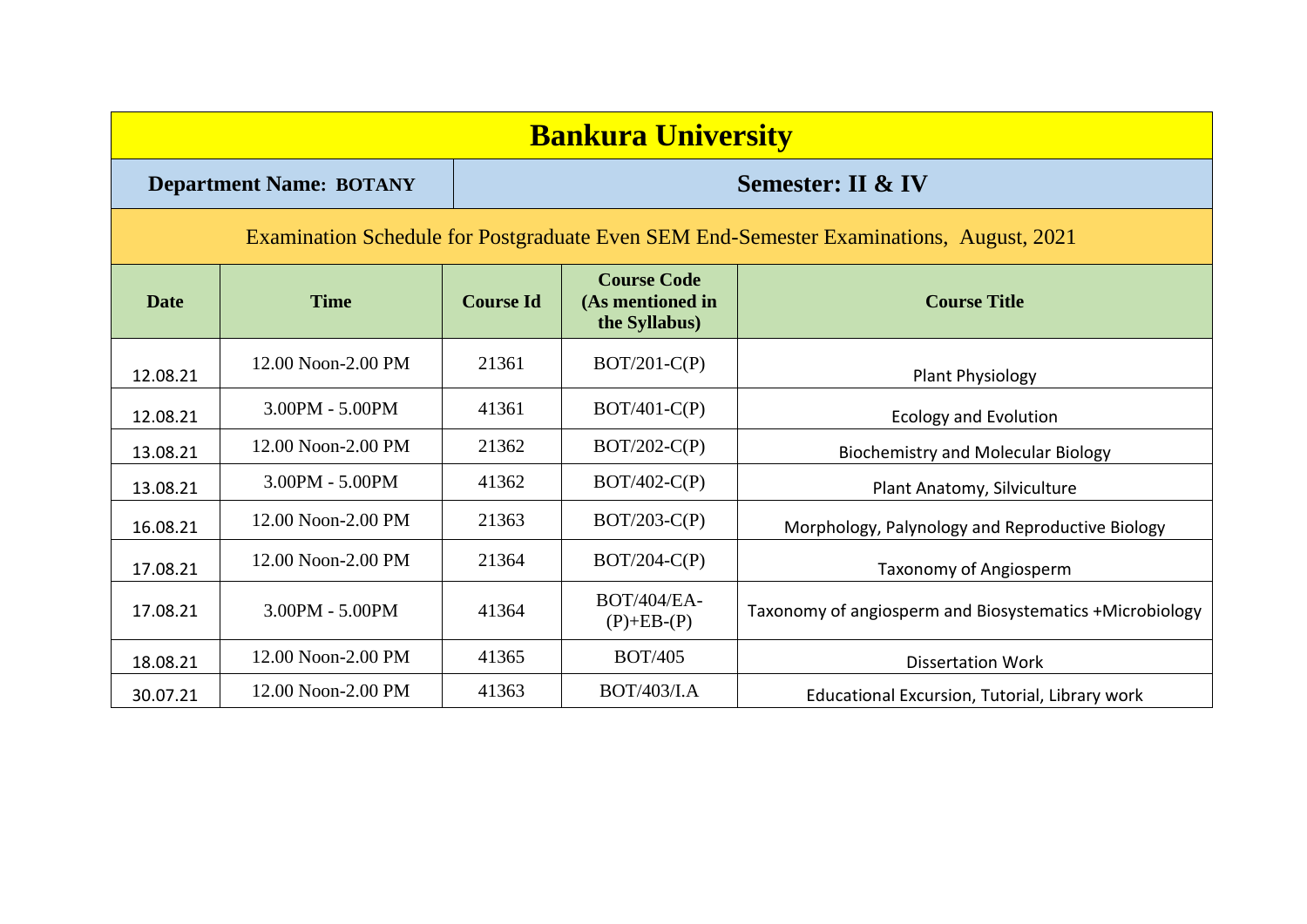# Bankura University

| **Department Name: BOTANY** | **Semester: II & IV** |
|---|---|

Examination Schedule for Postgraduate Even SEM End-Semester Examinations, August, 2021

| Date | Time | Course Id | Course Code (As mentioned in the Syllabus) | Course Title |
|---|---|---|---|---|
| 12.08.21 | 12.00 Noon-2.00 PM | 21361 | BOT/201-C(P) | Plant Physiology |
| 12.08.21 | 3.00PM - 5.00PM | 41361 | BOT/401-C(P) | Ecology and Evolution |
| 13.08.21 | 12.00 Noon-2.00 PM | 21362 | BOT/202-C(P) | Biochemistry and Molecular Biology |
| 13.08.21 | 3.00PM - 5.00PM | 41362 | BOT/402-C(P) | Plant Anatomy, Silviculture |
| 16.08.21 | 12.00 Noon-2.00 PM | 21363 | BOT/203-C(P) | Morphology, Palynology and Reproductive Biology |
| 17.08.21 | 12.00 Noon-2.00 PM | 21364 | BOT/204-C(P) | Taxonomy of Angiosperm |
| 17.08.21 | 3.00PM - 5.00PM | 41364 | BOT/404/EA-(P)+EB-(P) | Taxonomy of angiosperm and Biosystematics +Microbiology |
| 18.08.21 | 12.00 Noon-2.00 PM | 41365 | BOT/405 | Dissertation Work |
| 30.07.21 | 12.00 Noon-2.00 PM | 41363 | BOT/403/I.A | Educational Excursion, Tutorial, Library work |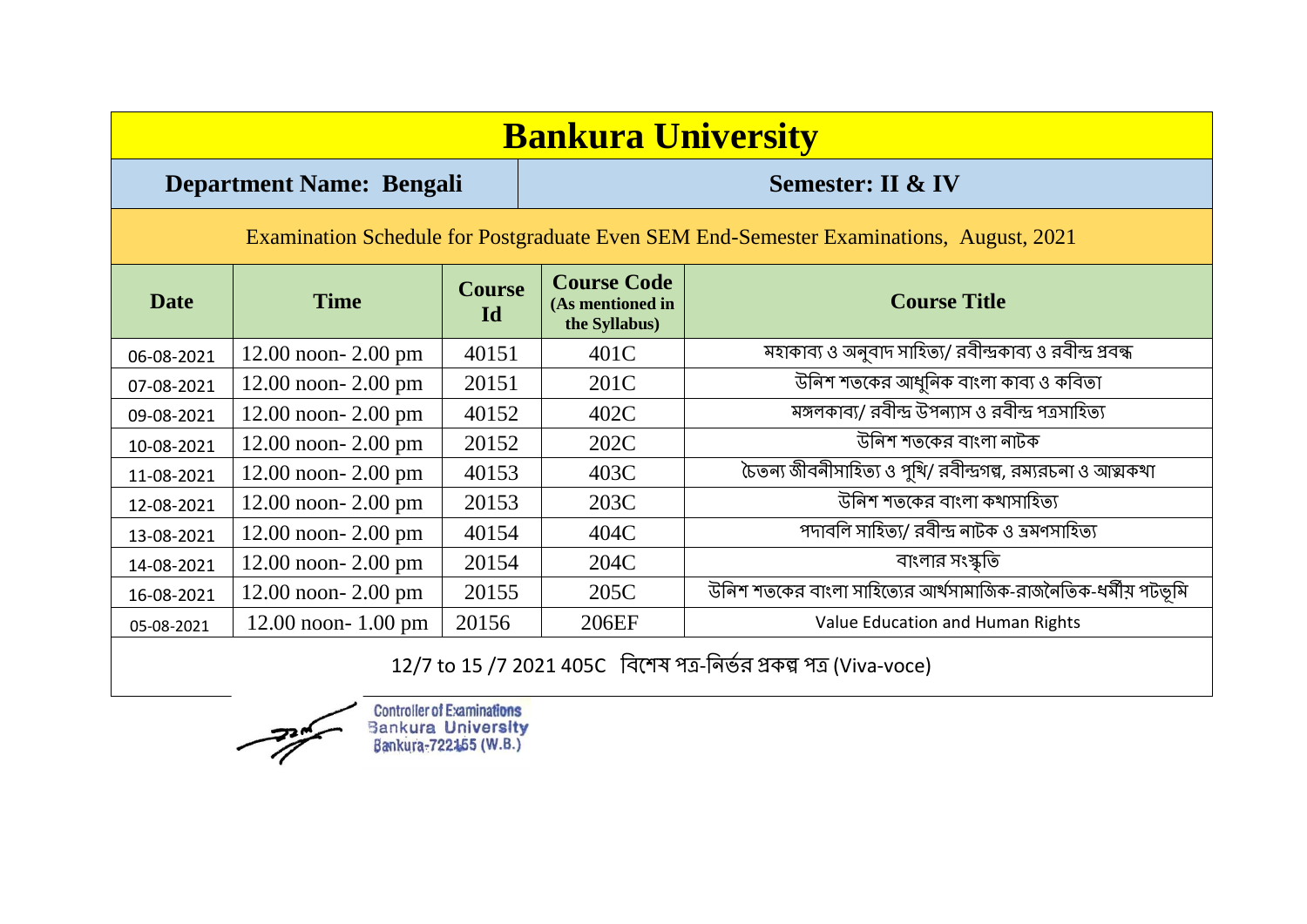# Bankura University

**Department Name: Bengali** | **Semester: II & IV**

Examination Schedule for Postgraduate Even SEM End-Semester Examinations, August, 2021

| Date | Time | Course Id | Course Code (As mentioned in the Syllabus) | Course Title |
|---|---|---|---|---|
| 06-08-2021 | 12.00 noon- 2.00 pm | 40151 | 401C | মহাকাব্য ও অনুবাদ সাহিত্য/ রবীন্দ্রকাব্য ও রবীন্দ্র প্রবন্ধ |
| 07-08-2021 | 12.00 noon- 2.00 pm | 20151 | 201C | উনিশ শতকের আধুনিক বাংলা কাব্য ও কবিতা |
| 09-08-2021 | 12.00 noon- 2.00 pm | 40152 | 402C | মঙ্গলকাব্য/ রবীন্দ্র উপন্যাস ও রবীন্দ্র পত্রসাহিত্য |
| 10-08-2021 | 12.00 noon- 2.00 pm | 20152 | 202C | উনিশ শতকের বাংলা নাটক |
| 11-08-2021 | 12.00 noon- 2.00 pm | 40153 | 403C | চৈতন্য জীবনীসাহিত্য ও পুথি/ রবীন্দ্রগল্প, রম্যরচনা ও আত্মকথা |
| 12-08-2021 | 12.00 noon- 2.00 pm | 20153 | 203C | উনিশ শতকের বাংলা কথাসাহিত্য |
| 13-08-2021 | 12.00 noon- 2.00 pm | 40154 | 404C | পদাবলি সাহিত্য/ রবীন্দ্র নাটক ও ভ্রমণসাহিত্য |
| 14-08-2021 | 12.00 noon- 2.00 pm | 20154 | 204C | বাংলার সংস্কৃতি |
| 16-08-2021 | 12.00 noon- 2.00 pm | 20155 | 205C | উনিশ শতকের বাংলা সাহিত্যের আর্থসামাজিক-রাজনৈতিক-ধর্মীয় পটভূমি |
| 05-08-2021 | 12.00 noon- 1.00 pm | 20156 | 206EF | Value Education and Human Rights |

12/7 to 15 /7 2021 405C বিশেষ পত্র-নির্ভর প্রকল্প পত্র (Viva-voce)

Controller of Examinations
Bankura University
Bankura-722155 (W.B.)